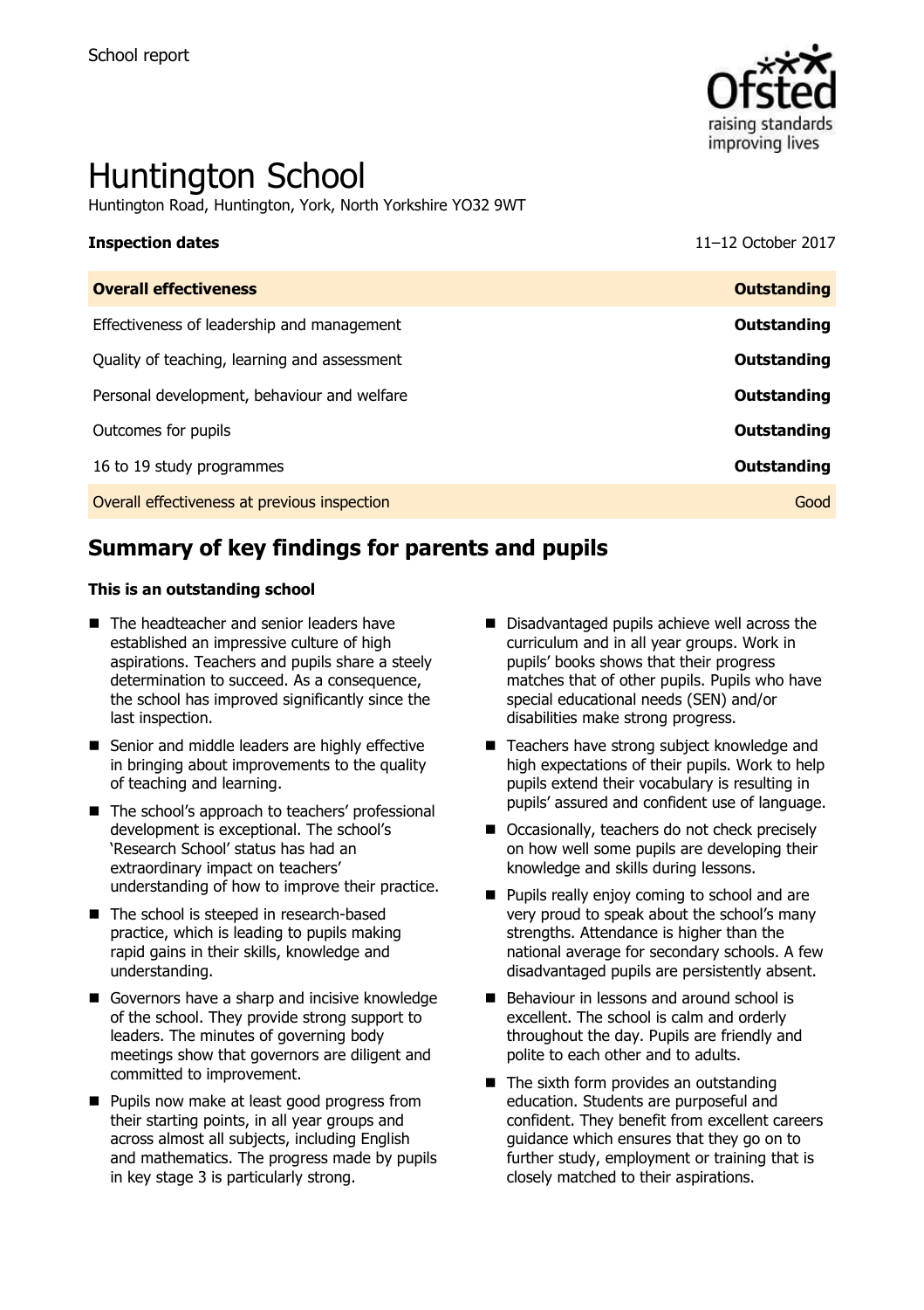School report

# Huntington School

Huntington Road, Huntington, York, North Yorkshire YO32 9WT

**Inspection dates** 11–12 October 2017

| **Overall effectiveness** | **Outstanding** |
| --- | --- |
| Effectiveness of leadership and management | **Outstanding** |
| Quality of teaching, learning and assessment | **Outstanding** |
| Personal development, behaviour and welfare | **Outstanding** |
| Outcomes for pupils | **Outstanding** |
| 16 to 19 study programmes | **Outstanding** |
| Overall effectiveness at previous inspection | Good |

## Summary of key findings for parents and pupils

**This is an outstanding school**

- The headteacher and senior leaders have established an impressive culture of high aspirations. Teachers and pupils share a steely determination to succeed. As a consequence, the school has improved significantly since the last inspection.
- Senior and middle leaders are highly effective in bringing about improvements to the quality of teaching and learning.
- The school's approach to teachers' professional development is exceptional. The school's 'Research School' status has had an extraordinary impact on teachers' understanding of how to improve their practice.
- The school is steeped in research-based practice, which is leading to pupils making rapid gains in their skills, knowledge and understanding.
- Governors have a sharp and incisive knowledge of the school. They provide strong support to leaders. The minutes of governing body meetings show that governors are diligent and committed to improvement.
- Pupils now make at least good progress from their starting points, in all year groups and across almost all subjects, including English and mathematics. The progress made by pupils in key stage 3 is particularly strong.
- Disadvantaged pupils achieve well across the curriculum and in all year groups. Work in pupils' books shows that their progress matches that of other pupils. Pupils who have special educational needs (SEN) and/or disabilities make strong progress.
- Teachers have strong subject knowledge and high expectations of their pupils. Work to help pupils extend their vocabulary is resulting in pupils' assured and confident use of language.
- Occasionally, teachers do not check precisely on how well some pupils are developing their knowledge and skills during lessons.
- Pupils really enjoy coming to school and are very proud to speak about the school's many strengths. Attendance is higher than the national average for secondary schools. A few disadvantaged pupils are persistently absent.
- Behaviour in lessons and around school is excellent. The school is calm and orderly throughout the day. Pupils are friendly and polite to each other and to adults.
- The sixth form provides an outstanding education. Students are purposeful and confident. They benefit from excellent careers guidance which ensures that they go on to further study, employment or training that is closely matched to their aspirations.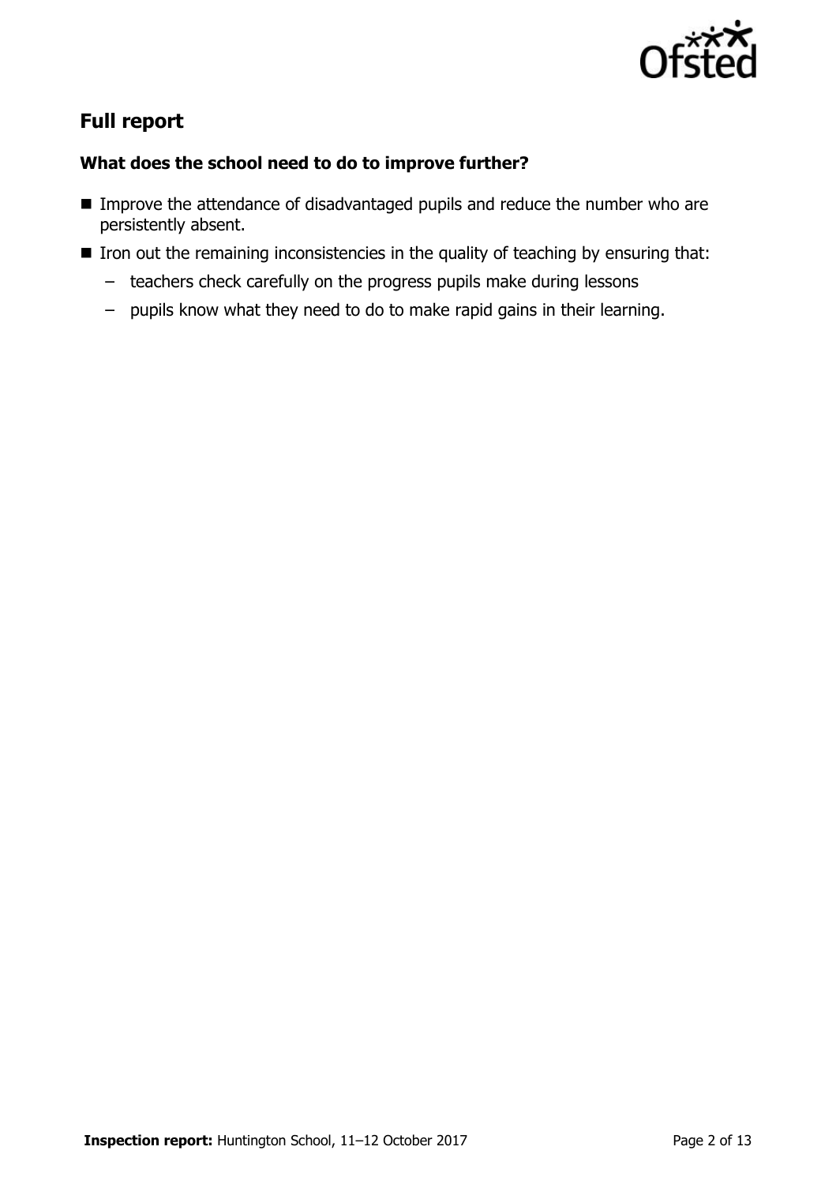## Full report

### What does the school need to do to improve further?

- Improve the attendance of disadvantaged pupils and reduce the number who are persistently absent.
- Iron out the remaining inconsistencies in the quality of teaching by ensuring that:
  - teachers check carefully on the progress pupils make during lessons
  - pupils know what they need to do to make rapid gains in their learning.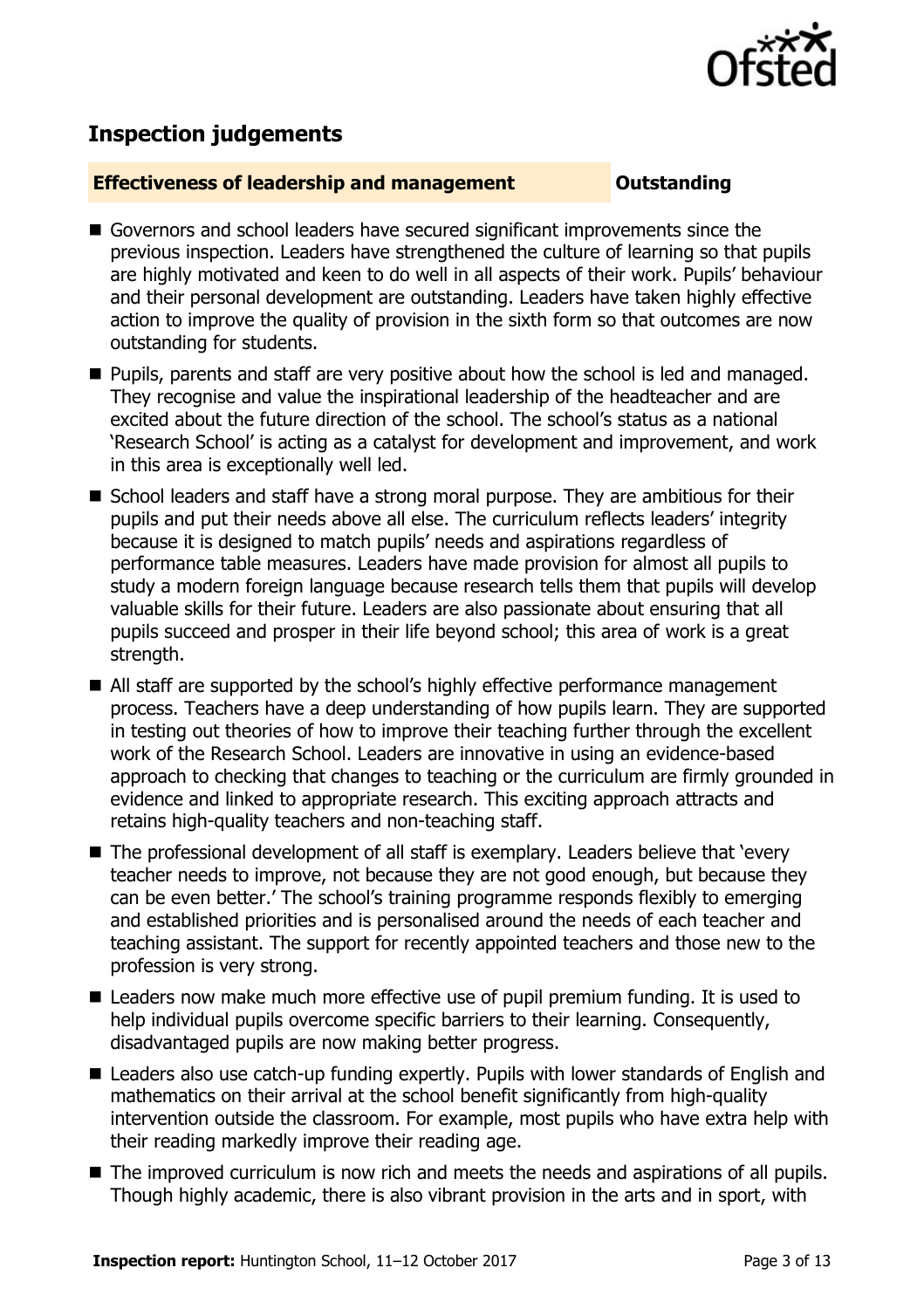## Inspection judgements

**Effectiveness of leadership and management** **Outstanding**

- Governors and school leaders have secured significant improvements since the previous inspection. Leaders have strengthened the culture of learning so that pupils are highly motivated and keen to do well in all aspects of their work. Pupils' behaviour and their personal development are outstanding. Leaders have taken highly effective action to improve the quality of provision in the sixth form so that outcomes are now outstanding for students.
- Pupils, parents and staff are very positive about how the school is led and managed. They recognise and value the inspirational leadership of the headteacher and are excited about the future direction of the school. The school's status as a national 'Research School' is acting as a catalyst for development and improvement, and work in this area is exceptionally well led.
- School leaders and staff have a strong moral purpose. They are ambitious for their pupils and put their needs above all else. The curriculum reflects leaders' integrity because it is designed to match pupils' needs and aspirations regardless of performance table measures. Leaders have made provision for almost all pupils to study a modern foreign language because research tells them that pupils will develop valuable skills for their future. Leaders are also passionate about ensuring that all pupils succeed and prosper in their life beyond school; this area of work is a great strength.
- All staff are supported by the school's highly effective performance management process. Teachers have a deep understanding of how pupils learn. They are supported in testing out theories of how to improve their teaching further through the excellent work of the Research School. Leaders are innovative in using an evidence-based approach to checking that changes to teaching or the curriculum are firmly grounded in evidence and linked to appropriate research. This exciting approach attracts and retains high-quality teachers and non-teaching staff.
- The professional development of all staff is exemplary. Leaders believe that 'every teacher needs to improve, not because they are not good enough, but because they can be even better.' The school's training programme responds flexibly to emerging and established priorities and is personalised around the needs of each teacher and teaching assistant. The support for recently appointed teachers and those new to the profession is very strong.
- Leaders now make much more effective use of pupil premium funding. It is used to help individual pupils overcome specific barriers to their learning. Consequently, disadvantaged pupils are now making better progress.
- Leaders also use catch-up funding expertly. Pupils with lower standards of English and mathematics on their arrival at the school benefit significantly from high-quality intervention outside the classroom. For example, most pupils who have extra help with their reading markedly improve their reading age.
- The improved curriculum is now rich and meets the needs and aspirations of all pupils. Though highly academic, there is also vibrant provision in the arts and in sport, with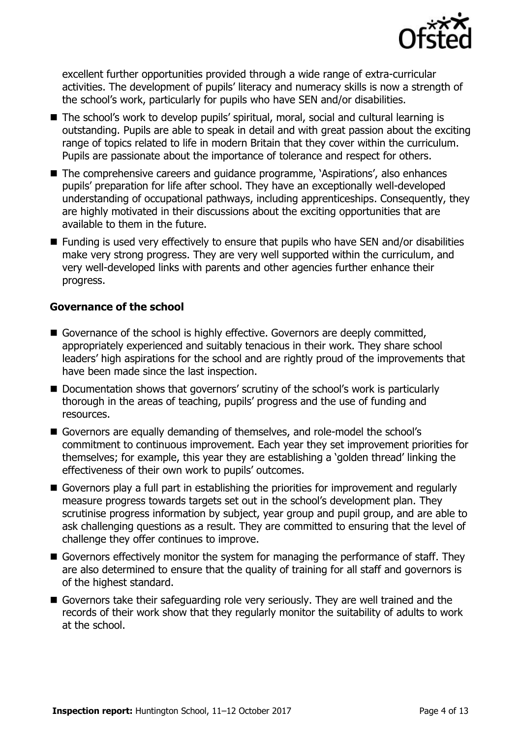excellent further opportunities provided through a wide range of extra-curricular activities. The development of pupils' literacy and numeracy skills is now a strength of the school's work, particularly for pupils who have SEN and/or disabilities.

- The school's work to develop pupils' spiritual, moral, social and cultural learning is outstanding. Pupils are able to speak in detail and with great passion about the exciting range of topics related to life in modern Britain that they cover within the curriculum. Pupils are passionate about the importance of tolerance and respect for others.
- The comprehensive careers and guidance programme, 'Aspirations', also enhances pupils' preparation for life after school. They have an exceptionally well-developed understanding of occupational pathways, including apprenticeships. Consequently, they are highly motivated in their discussions about the exciting opportunities that are available to them in the future.
- Funding is used very effectively to ensure that pupils who have SEN and/or disabilities make very strong progress. They are very well supported within the curriculum, and very well-developed links with parents and other agencies further enhance their progress.

### Governance of the school

- Governance of the school is highly effective. Governors are deeply committed, appropriately experienced and suitably tenacious in their work. They share school leaders' high aspirations for the school and are rightly proud of the improvements that have been made since the last inspection.
- Documentation shows that governors' scrutiny of the school's work is particularly thorough in the areas of teaching, pupils' progress and the use of funding and resources.
- Governors are equally demanding of themselves, and role-model the school's commitment to continuous improvement. Each year they set improvement priorities for themselves; for example, this year they are establishing a 'golden thread' linking the effectiveness of their own work to pupils' outcomes.
- Governors play a full part in establishing the priorities for improvement and regularly measure progress towards targets set out in the school's development plan. They scrutinise progress information by subject, year group and pupil group, and are able to ask challenging questions as a result. They are committed to ensuring that the level of challenge they offer continues to improve.
- Governors effectively monitor the system for managing the performance of staff. They are also determined to ensure that the quality of training for all staff and governors is of the highest standard.
- Governors take their safeguarding role very seriously. They are well trained and the records of their work show that they regularly monitor the suitability of adults to work at the school.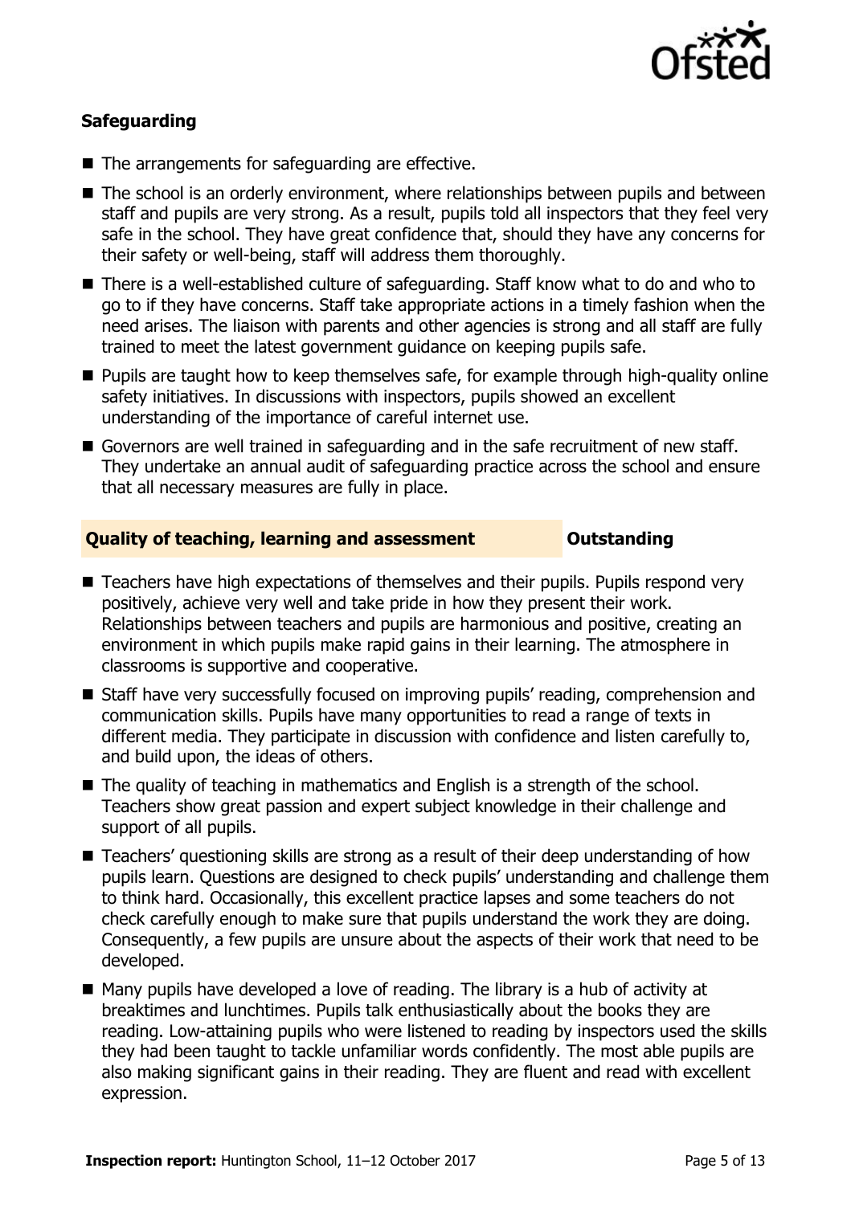### Safeguarding

- The arrangements for safeguarding are effective.
- The school is an orderly environment, where relationships between pupils and between staff and pupils are very strong. As a result, pupils told all inspectors that they feel very safe in the school. They have great confidence that, should they have any concerns for their safety or well-being, staff will address them thoroughly.
- There is a well-established culture of safeguarding. Staff know what to do and who to go to if they have concerns. Staff take appropriate actions in a timely fashion when the need arises. The liaison with parents and other agencies is strong and all staff are fully trained to meet the latest government guidance on keeping pupils safe.
- Pupils are taught how to keep themselves safe, for example through high-quality online safety initiatives. In discussions with inspectors, pupils showed an excellent understanding of the importance of careful internet use.
- Governors are well trained in safeguarding and in the safe recruitment of new staff. They undertake an annual audit of safeguarding practice across the school and ensure that all necessary measures are fully in place.

### Quality of teaching, learning and assessment — Outstanding

- Teachers have high expectations of themselves and their pupils. Pupils respond very positively, achieve very well and take pride in how they present their work. Relationships between teachers and pupils are harmonious and positive, creating an environment in which pupils make rapid gains in their learning. The atmosphere in classrooms is supportive and cooperative.
- Staff have very successfully focused on improving pupils' reading, comprehension and communication skills. Pupils have many opportunities to read a range of texts in different media. They participate in discussion with confidence and listen carefully to, and build upon, the ideas of others.
- The quality of teaching in mathematics and English is a strength of the school. Teachers show great passion and expert subject knowledge in their challenge and support of all pupils.
- Teachers' questioning skills are strong as a result of their deep understanding of how pupils learn. Questions are designed to check pupils' understanding and challenge them to think hard. Occasionally, this excellent practice lapses and some teachers do not check carefully enough to make sure that pupils understand the work they are doing. Consequently, a few pupils are unsure about the aspects of their work that need to be developed.
- Many pupils have developed a love of reading. The library is a hub of activity at breaktimes and lunchtimes. Pupils talk enthusiastically about the books they are reading. Low-attaining pupils who were listened to reading by inspectors used the skills they had been taught to tackle unfamiliar words confidently. The most able pupils are also making significant gains in their reading. They are fluent and read with excellent expression.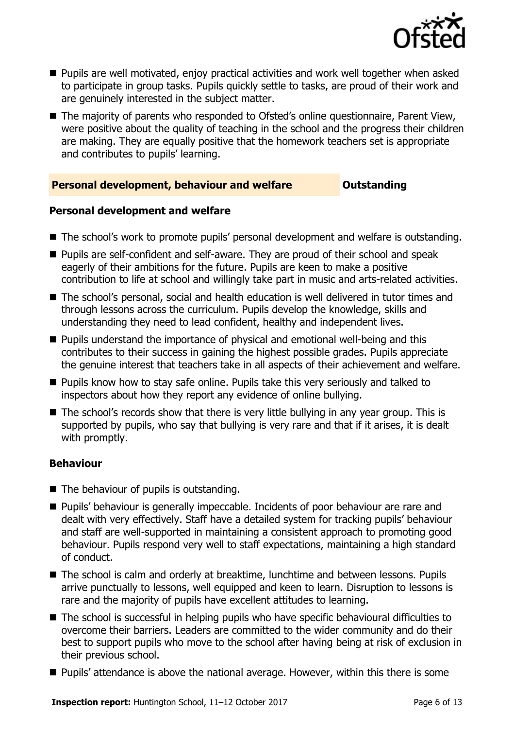- Pupils are well motivated, enjoy practical activities and work well together when asked to participate in group tasks. Pupils quickly settle to tasks, are proud of their work and are genuinely interested in the subject matter.
- The majority of parents who responded to Ofsted's online questionnaire, Parent View, were positive about the quality of teaching in the school and the progress their children are making. They are equally positive that the homework teachers set is appropriate and contributes to pupils' learning.

## Personal development, behaviour and welfare — Outstanding

### Personal development and welfare

- The school's work to promote pupils' personal development and welfare is outstanding.
- Pupils are self-confident and self-aware. They are proud of their school and speak eagerly of their ambitions for the future. Pupils are keen to make a positive contribution to life at school and willingly take part in music and arts-related activities.
- The school's personal, social and health education is well delivered in tutor times and through lessons across the curriculum. Pupils develop the knowledge, skills and understanding they need to lead confident, healthy and independent lives.
- Pupils understand the importance of physical and emotional well-being and this contributes to their success in gaining the highest possible grades. Pupils appreciate the genuine interest that teachers take in all aspects of their achievement and welfare.
- Pupils know how to stay safe online. Pupils take this very seriously and talked to inspectors about how they report any evidence of online bullying.
- The school's records show that there is very little bullying in any year group. This is supported by pupils, who say that bullying is very rare and that if it arises, it is dealt with promptly.

### Behaviour

- The behaviour of pupils is outstanding.
- Pupils' behaviour is generally impeccable. Incidents of poor behaviour are rare and dealt with very effectively. Staff have a detailed system for tracking pupils' behaviour and staff are well-supported in maintaining a consistent approach to promoting good behaviour. Pupils respond very well to staff expectations, maintaining a high standard of conduct.
- The school is calm and orderly at breaktime, lunchtime and between lessons. Pupils arrive punctually to lessons, well equipped and keen to learn. Disruption to lessons is rare and the majority of pupils have excellent attitudes to learning.
- The school is successful in helping pupils who have specific behavioural difficulties to overcome their barriers. Leaders are committed to the wider community and do their best to support pupils who move to the school after having being at risk of exclusion in their previous school.
- Pupils' attendance is above the national average. However, within this there is some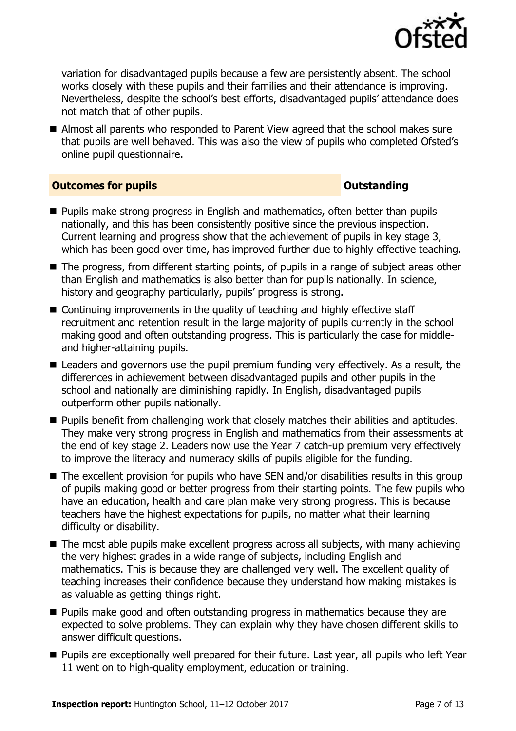variation for disadvantaged pupils because a few are persistently absent. The school works closely with these pupils and their families and their attendance is improving. Nevertheless, despite the school's best efforts, disadvantaged pupils' attendance does not match that of other pupils.

- Almost all parents who responded to Parent View agreed that the school makes sure that pupils are well behaved. This was also the view of pupils who completed Ofsted's online pupil questionnaire.

## Outcomes for pupils — Outstanding

- Pupils make strong progress in English and mathematics, often better than pupils nationally, and this has been consistently positive since the previous inspection. Current learning and progress show that the achievement of pupils in key stage 3, which has been good over time, has improved further due to highly effective teaching.
- The progress, from different starting points, of pupils in a range of subject areas other than English and mathematics is also better than for pupils nationally. In science, history and geography particularly, pupils' progress is strong.
- Continuing improvements in the quality of teaching and highly effective staff recruitment and retention result in the large majority of pupils currently in the school making good and often outstanding progress. This is particularly the case for middle- and higher-attaining pupils.
- Leaders and governors use the pupil premium funding very effectively. As a result, the differences in achievement between disadvantaged pupils and other pupils in the school and nationally are diminishing rapidly. In English, disadvantaged pupils outperform other pupils nationally.
- Pupils benefit from challenging work that closely matches their abilities and aptitudes. They make very strong progress in English and mathematics from their assessments at the end of key stage 2. Leaders now use the Year 7 catch-up premium very effectively to improve the literacy and numeracy skills of pupils eligible for the funding.
- The excellent provision for pupils who have SEN and/or disabilities results in this group of pupils making good or better progress from their starting points. The few pupils who have an education, health and care plan make very strong progress. This is because teachers have the highest expectations for pupils, no matter what their learning difficulty or disability.
- The most able pupils make excellent progress across all subjects, with many achieving the very highest grades in a wide range of subjects, including English and mathematics. This is because they are challenged very well. The excellent quality of teaching increases their confidence because they understand how making mistakes is as valuable as getting things right.
- Pupils make good and often outstanding progress in mathematics because they are expected to solve problems. They can explain why they have chosen different skills to answer difficult questions.
- Pupils are exceptionally well prepared for their future. Last year, all pupils who left Year 11 went on to high-quality employment, education or training.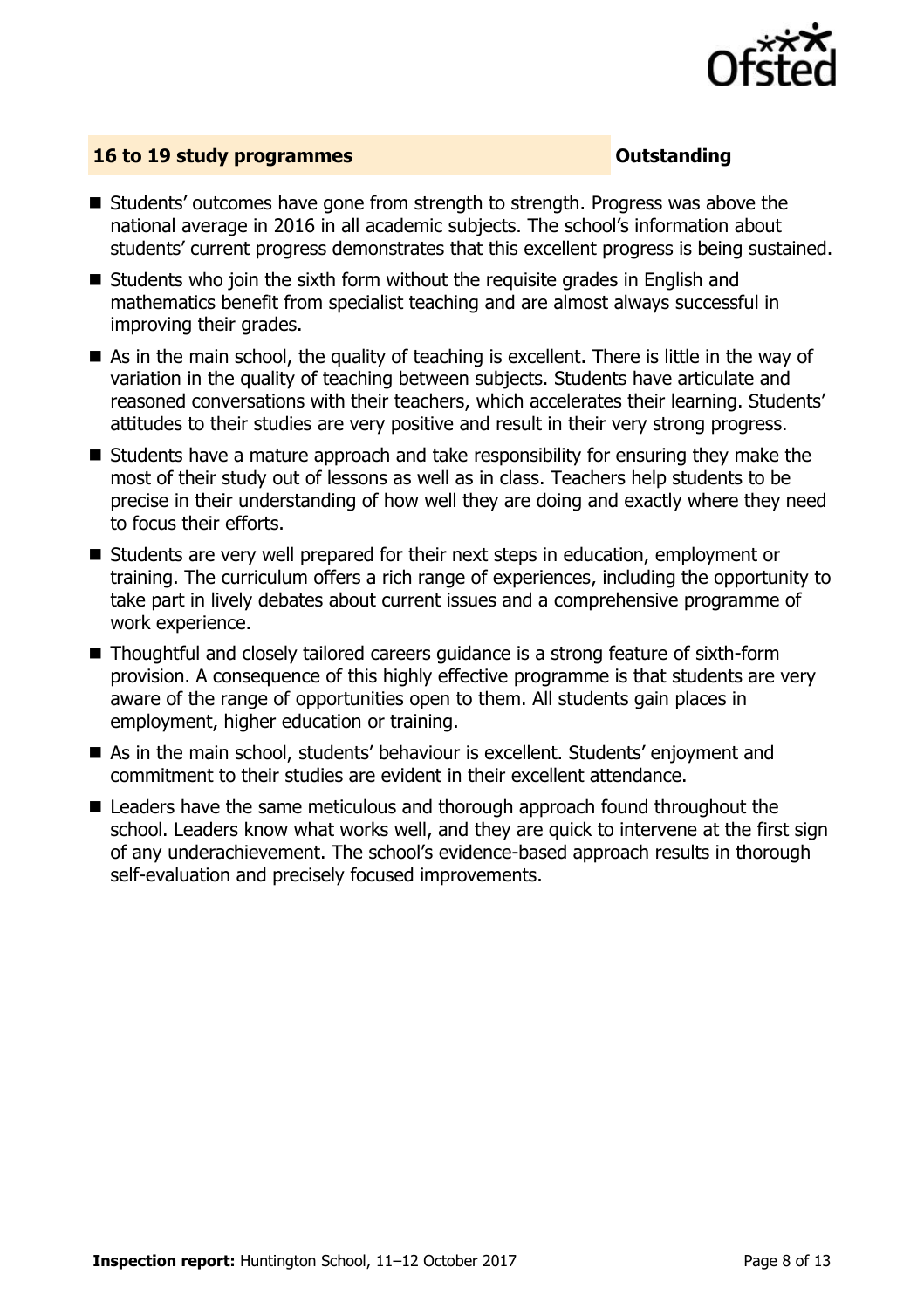## 16 to 19 study programmes — Outstanding

- Students' outcomes have gone from strength to strength. Progress was above the national average in 2016 in all academic subjects. The school's information about students' current progress demonstrates that this excellent progress is being sustained.
- Students who join the sixth form without the requisite grades in English and mathematics benefit from specialist teaching and are almost always successful in improving their grades.
- As in the main school, the quality of teaching is excellent. There is little in the way of variation in the quality of teaching between subjects. Students have articulate and reasoned conversations with their teachers, which accelerates their learning. Students' attitudes to their studies are very positive and result in their very strong progress.
- Students have a mature approach and take responsibility for ensuring they make the most of their study out of lessons as well as in class. Teachers help students to be precise in their understanding of how well they are doing and exactly where they need to focus their efforts.
- Students are very well prepared for their next steps in education, employment or training. The curriculum offers a rich range of experiences, including the opportunity to take part in lively debates about current issues and a comprehensive programme of work experience.
- Thoughtful and closely tailored careers guidance is a strong feature of sixth-form provision. A consequence of this highly effective programme is that students are very aware of the range of opportunities open to them. All students gain places in employment, higher education or training.
- As in the main school, students' behaviour is excellent. Students' enjoyment and commitment to their studies are evident in their excellent attendance.
- Leaders have the same meticulous and thorough approach found throughout the school. Leaders know what works well, and they are quick to intervene at the first sign of any underachievement. The school's evidence-based approach results in thorough self-evaluation and precisely focused improvements.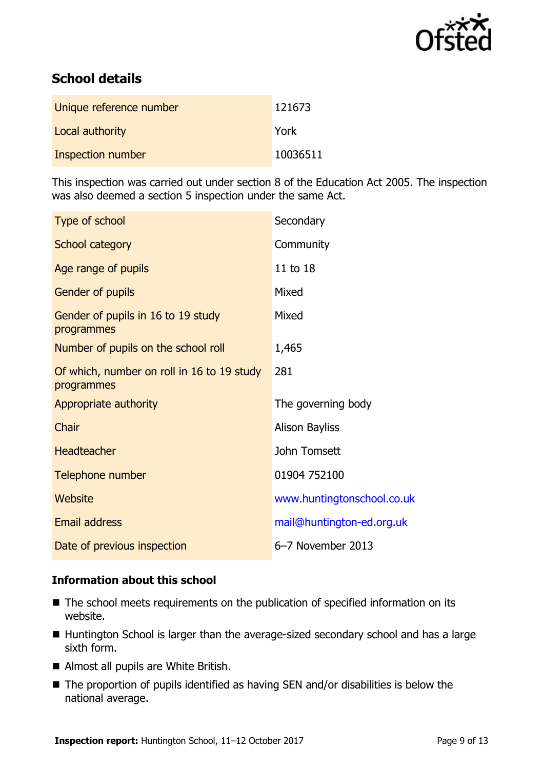## School details

| | |
|---|---|
| Unique reference number | 121673 |
| Local authority | York |
| Inspection number | 10036511 |

This inspection was carried out under section 8 of the Education Act 2005. The inspection was also deemed a section 5 inspection under the same Act.

| | |
|---|---|
| Type of school | Secondary |
| School category | Community |
| Age range of pupils | 11 to 18 |
| Gender of pupils | Mixed |
| Gender of pupils in 16 to 19 study programmes | Mixed |
| Number of pupils on the school roll | 1,465 |
| Of which, number on roll in 16 to 19 study programmes | 281 |
| Appropriate authority | The governing body |
| Chair | Alison Bayliss |
| Headteacher | John Tomsett |
| Telephone number | 01904 752100 |
| Website | www.huntingtonschool.co.uk |
| Email address | mail@huntington-ed.org.uk |
| Date of previous inspection | 6–7 November 2013 |

### Information about this school

- The school meets requirements on the publication of specified information on its website.
- Huntington School is larger than the average-sized secondary school and has a large sixth form.
- Almost all pupils are White British.
- The proportion of pupils identified as having SEN and/or disabilities is below the national average.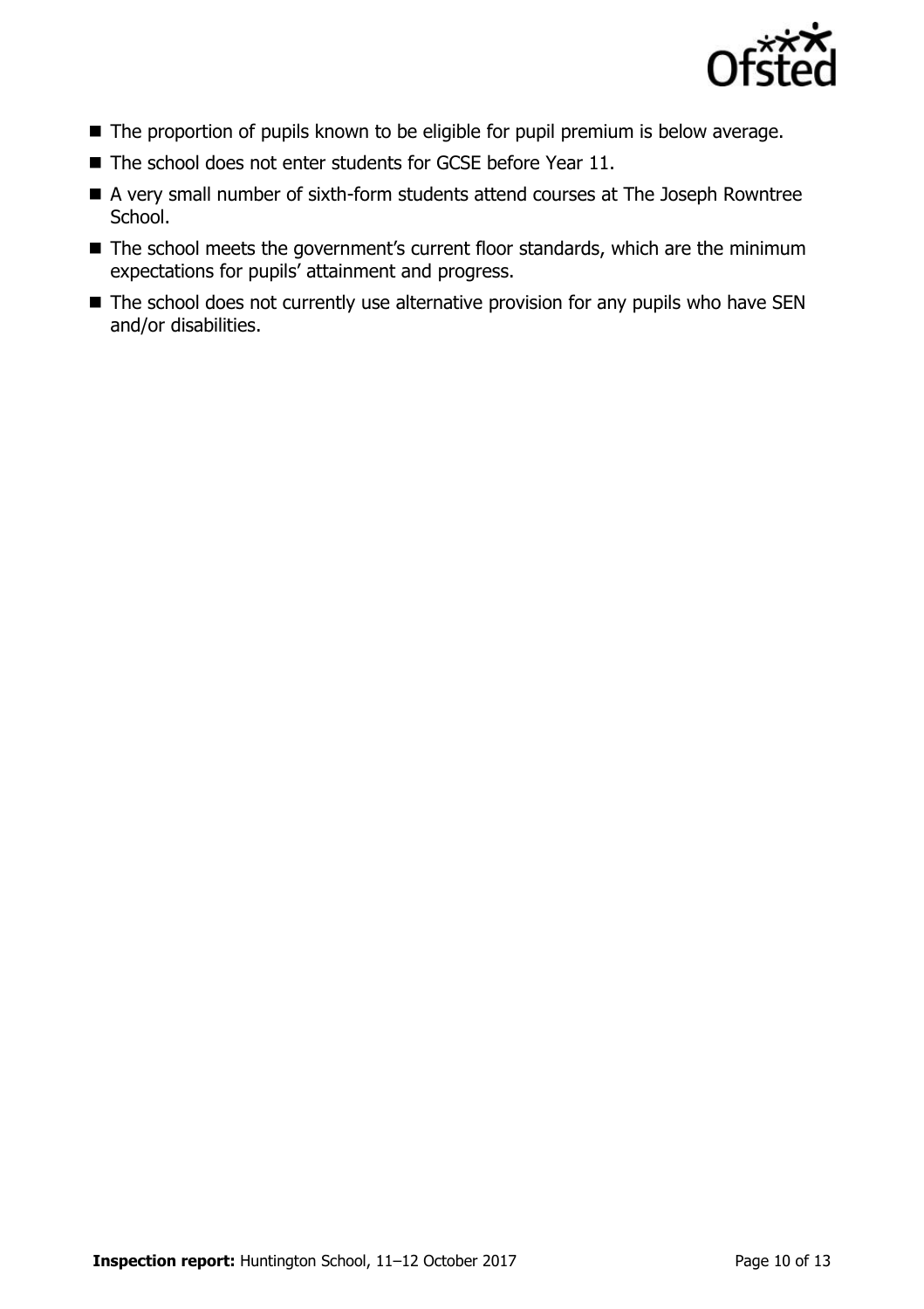- The proportion of pupils known to be eligible for pupil premium is below average.
- The school does not enter students for GCSE before Year 11.
- A very small number of sixth-form students attend courses at The Joseph Rowntree School.
- The school meets the government's current floor standards, which are the minimum expectations for pupils' attainment and progress.
- The school does not currently use alternative provision for any pupils who have SEN and/or disabilities.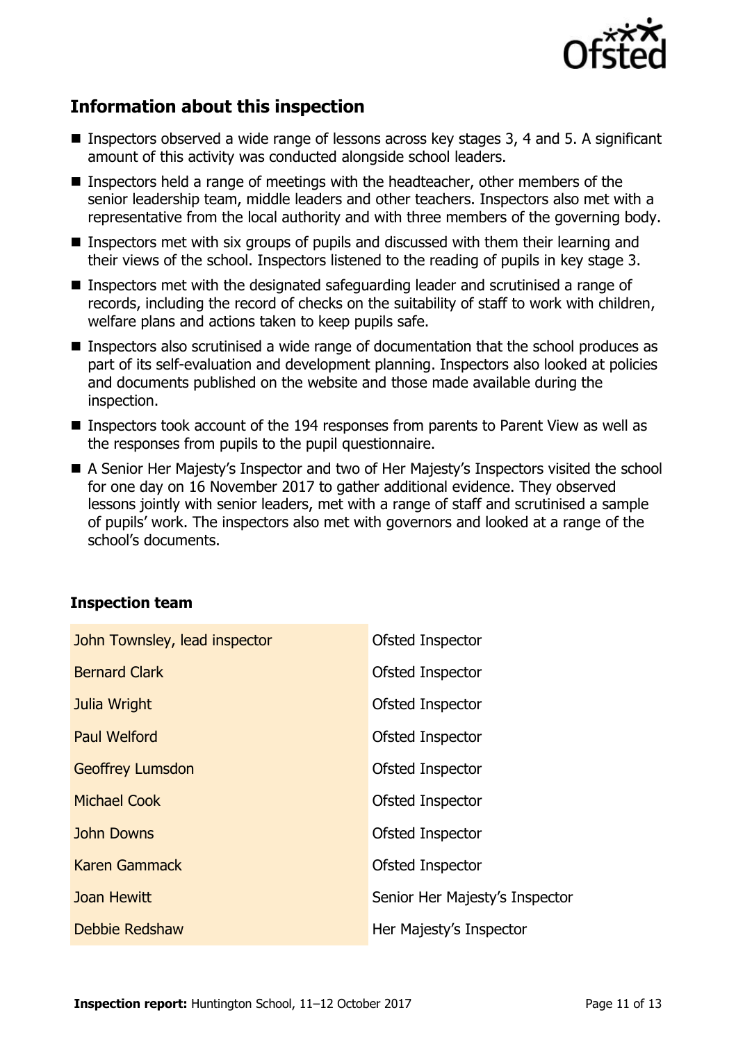## Information about this inspection

- Inspectors observed a wide range of lessons across key stages 3, 4 and 5. A significant amount of this activity was conducted alongside school leaders.
- Inspectors held a range of meetings with the headteacher, other members of the senior leadership team, middle leaders and other teachers. Inspectors also met with a representative from the local authority and with three members of the governing body.
- Inspectors met with six groups of pupils and discussed with them their learning and their views of the school. Inspectors listened to the reading of pupils in key stage 3.
- Inspectors met with the designated safeguarding leader and scrutinised a range of records, including the record of checks on the suitability of staff to work with children, welfare plans and actions taken to keep pupils safe.
- Inspectors also scrutinised a wide range of documentation that the school produces as part of its self-evaluation and development planning. Inspectors also looked at policies and documents published on the website and those made available during the inspection.
- Inspectors took account of the 194 responses from parents to Parent View as well as the responses from pupils to the pupil questionnaire.
- A Senior Her Majesty's Inspector and two of Her Majesty's Inspectors visited the school for one day on 16 November 2017 to gather additional evidence. They observed lessons jointly with senior leaders, met with a range of staff and scrutinised a sample of pupils' work. The inspectors also met with governors and looked at a range of the school's documents.

### Inspection team

| | |
|---|---|
| John Townsley, lead inspector | Ofsted Inspector |
| Bernard Clark | Ofsted Inspector |
| Julia Wright | Ofsted Inspector |
| Paul Welford | Ofsted Inspector |
| Geoffrey Lumsdon | Ofsted Inspector |
| Michael Cook | Ofsted Inspector |
| John Downs | Ofsted Inspector |
| Karen Gammack | Ofsted Inspector |
| Joan Hewitt | Senior Her Majesty's Inspector |
| Debbie Redshaw | Her Majesty's Inspector |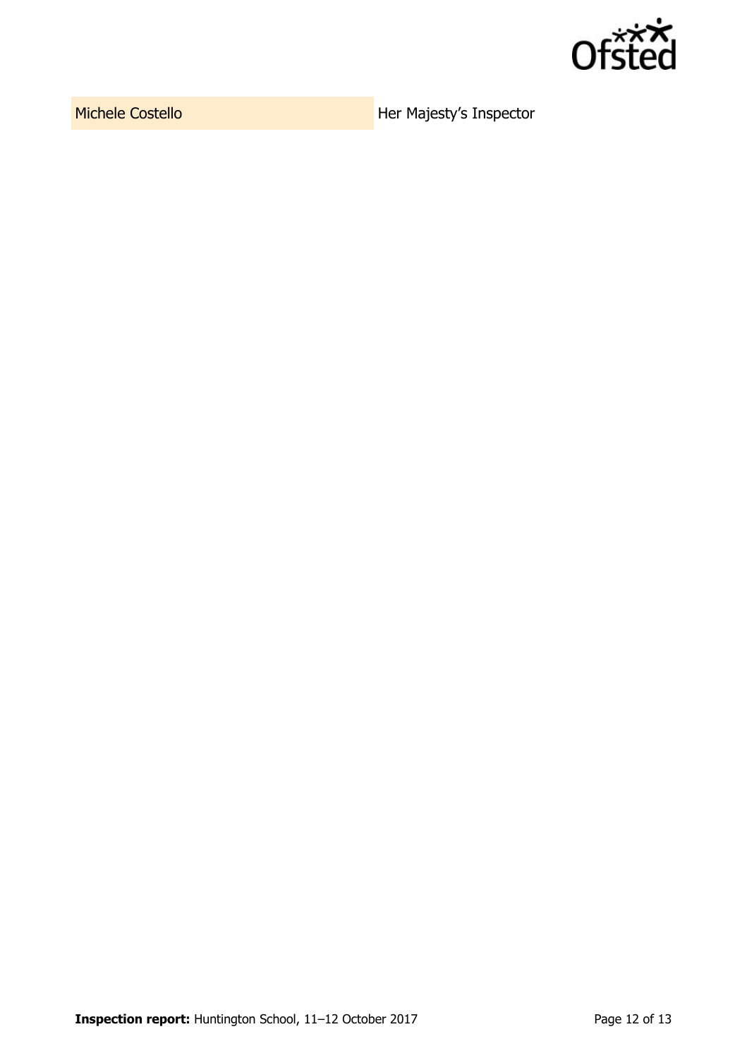| Michele Costello | Her Majesty's Inspector |
| --- | --- |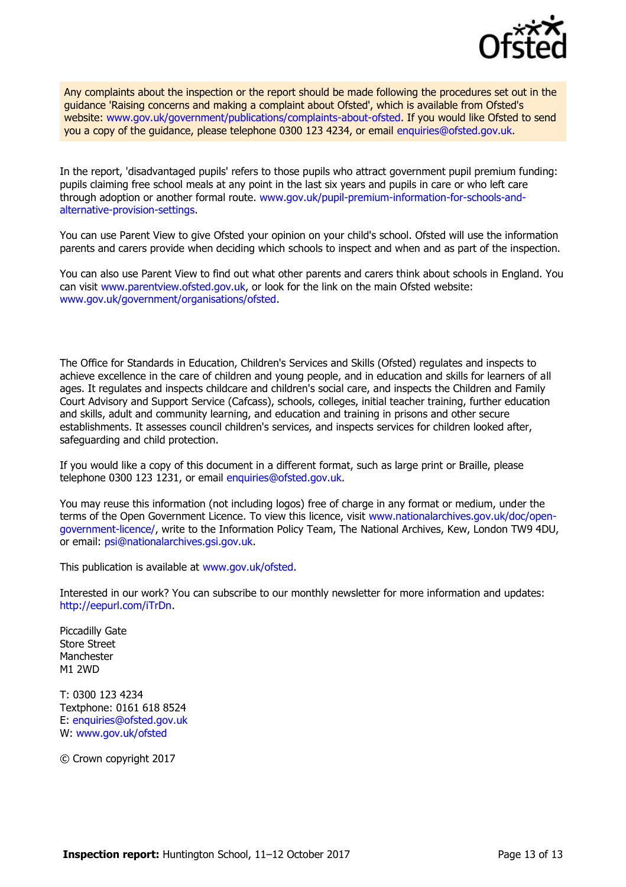Any complaints about the inspection or the report should be made following the procedures set out in the guidance 'Raising concerns and making a complaint about Ofsted', which is available from Ofsted's website: www.gov.uk/government/publications/complaints-about-ofsted. If you would like Ofsted to send you a copy of the guidance, please telephone 0300 123 4234, or email enquiries@ofsted.gov.uk.

In the report, 'disadvantaged pupils' refers to those pupils who attract government pupil premium funding: pupils claiming free school meals at any point in the last six years and pupils in care or who left care through adoption or another formal route. www.gov.uk/pupil-premium-information-for-schools-and-alternative-provision-settings.

You can use Parent View to give Ofsted your opinion on your child's school. Ofsted will use the information parents and carers provide when deciding which schools to inspect and when and as part of the inspection.

You can also use Parent View to find out what other parents and carers think about schools in England. You can visit www.parentview.ofsted.gov.uk, or look for the link on the main Ofsted website: www.gov.uk/government/organisations/ofsted.

The Office for Standards in Education, Children's Services and Skills (Ofsted) regulates and inspects to achieve excellence in the care of children and young people, and in education and skills for learners of all ages. It regulates and inspects childcare and children's social care, and inspects the Children and Family Court Advisory and Support Service (Cafcass), schools, colleges, initial teacher training, further education and skills, adult and community learning, and education and training in prisons and other secure establishments. It assesses council children's services, and inspects services for children looked after, safeguarding and child protection.

If you would like a copy of this document in a different format, such as large print or Braille, please telephone 0300 123 1231, or email enquiries@ofsted.gov.uk.

You may reuse this information (not including logos) free of charge in any format or medium, under the terms of the Open Government Licence. To view this licence, visit www.nationalarchives.gov.uk/doc/open-government-licence/, write to the Information Policy Team, The National Archives, Kew, London TW9 4DU, or email: psi@nationalarchives.gsi.gov.uk.

This publication is available at www.gov.uk/ofsted.

Interested in our work? You can subscribe to our monthly newsletter for more information and updates: http://eepurl.com/iTrDn.

Piccadilly Gate
Store Street
Manchester
M1 2WD

T: 0300 123 4234
Textphone: 0161 618 8524
E: enquiries@ofsted.gov.uk
W: www.gov.uk/ofsted

© Crown copyright 2017